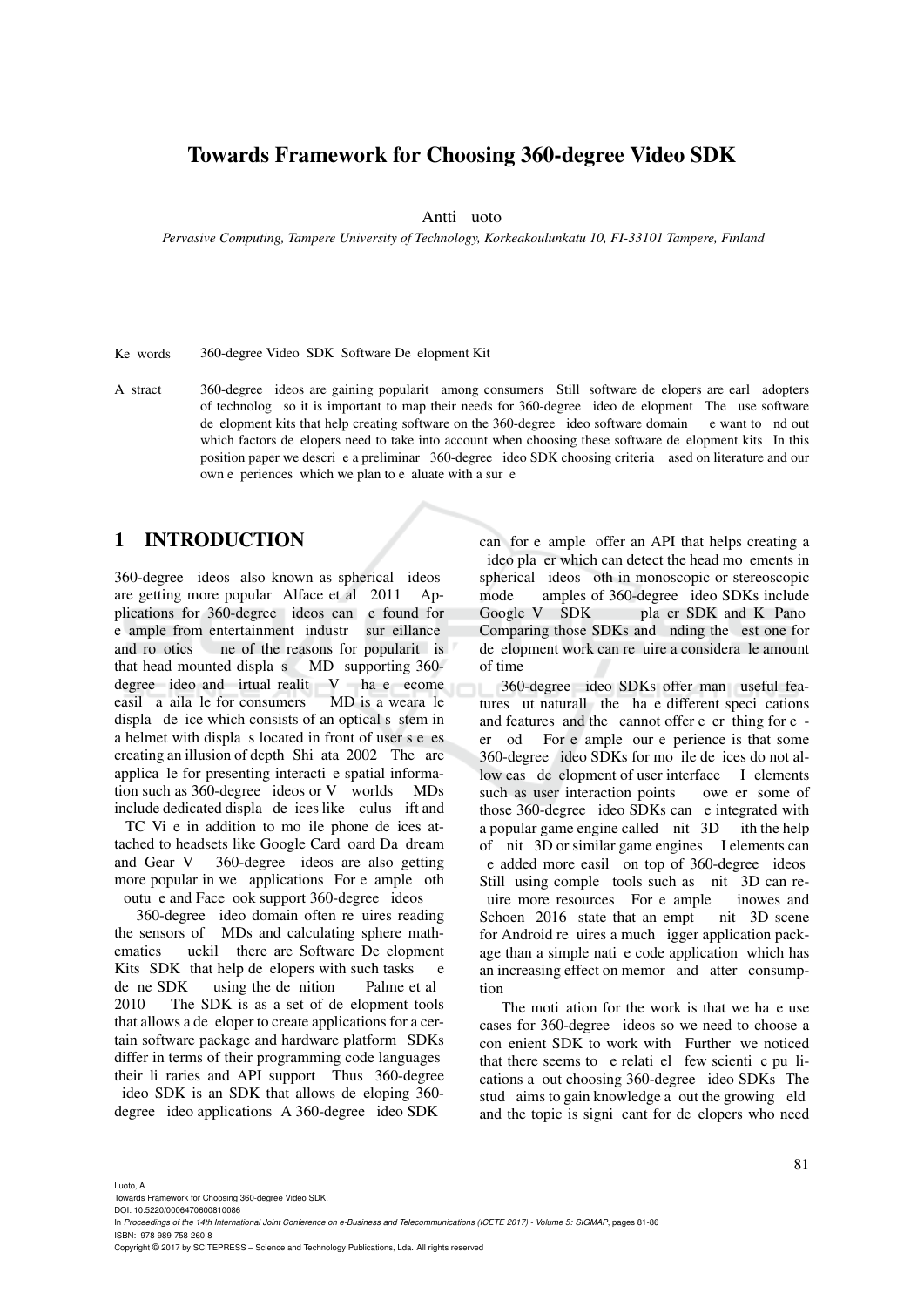# Towards Framework for Choosing 360-degree Video SDK

Antti Luoto

*Pervasive Computing, Tampere University of Technology, Korkeakoulunkatu 10, FI-33101 Tampere, Finland*

Keywords: 360-degree Video, SDK, Software Development Kit.

Abstract: 360-degree videos are gaining popularity among consumers. Still, software developers are early adopters of technology, so it is important to map their needs for 360-degree video development. They use software development kits that help creating software on the 360-degree video software domain. We want to find out which factors developers need to take into account when choosing these software development kits. In this position paper, we describe a preliminary 360-degree video SDK choosing criteria based on literature and our own experiences, which we plan to evaluate with a survey.

## 1 INTRODUCTION

360-degree videos, also known as spherical videos, are getting more popular (Alface et al., 2011). Applications for 360-degree videos can be found for example from entertainment industry, surveillance and robotics. One of the reasons for popularity is that head mounted displays (HMD) supporting 360-degree video and virtual reality (VR) have become easily available for consumers. HMD is a wearable display device which consists of an optical system in a helmet with displays located in front of user's eyes creating an illusion of depth (Shibata, 2002). They are applicable for presenting interactive spatial information such as 360-degree videos or VR worlds. HMDs include dedicated display devices like Oculus Rift and HTC Vive in addition to mobile phone devices attached to headsets like Google Cardboard, Daydream and Gear VR. 360-degree videos are also getting more popular in web applications. For example, both Youtube and Facebook support 360-degree videos.

A 360-degree video domain often requires reading the sensors of HMDs and calculating sphere mathematics. Luckily, there are Software Development Kits (SDK) that help developers with such tasks. We define SDK by using the definition by Palme et al. (2010): The SDK is as a set of development tools that allows a developer to create applications for a certain software package and hardware platform. SDKs differ in terms of their programming code languages, their libraries and API support. Thus, 360-degree video SDK is an SDK that allows developing 360-degree video applications. A 360-degree video SDK can, for example, offer an API that helps creating a video player which can detect the head movements in spherical videos both in monoscopic or stereoscopic mode. Examples of 360-degree video SDKs include Google VR SDK, player SDK and KRPano. Comparing those SDKs and finding the best one for development work can require a considerable amount of time.

360-degree video SDKs offer many useful features, but naturally they have different specifications and features, and they cannot offer everything for everybody. For example, our experience is that some 360-degree video SDKs for mobile devices do not allow easy development of user interface (UI) elements such as user interaction points. However, some of those 360-degree video SDKs can be integrated with a popular game engine called Unity 3D. With the help of Unity 3D or similar game engines, UI elements can be added more easily on top of 360-degree videos. Still, using complex tools such as Unity 3D can require more resources. For example, inowes and Schoen (2016) state that an empty Unity 3D scene for Android requires a much bigger application package than a simple native code application, which has an increasing effect on memory and battery consumption.

The motivation for the work is that we have use cases for 360-degree videos so we need to choose a convenient SDK to work with. Further, we noticed that there seems to be relatively few scientific publications about choosing 360-degree video SDKs. The study aims to gain knowledge about the growing field and the topic is significant for developers who need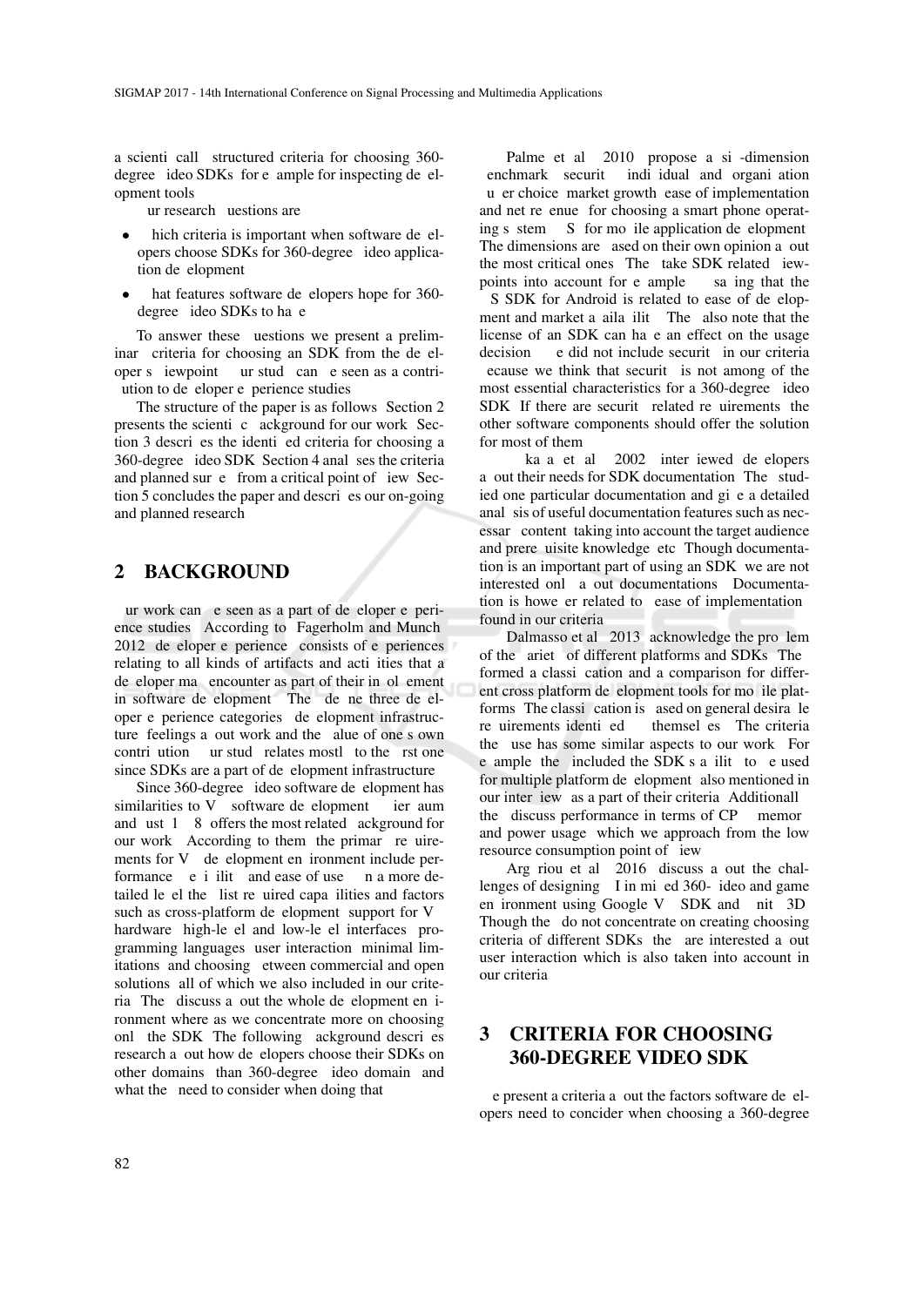a scienti call structured criteria for choosing 360-degree ideo SDKs for e ample for inspecting de elopment tools

ur research uestions are

- hich criteria is important when software de elopers choose SDKs for 360-degree ideo application de elopment
- hat features software de elopers hope for 360-degree ideo SDKs to ha e

To answer these uestions we present a preliminar criteria for choosing an SDK from the de eloper s iewpoint ur stud can e seen as a contri ution to de eloper e perience studies

The structure of the paper is as follows Section 2 presents the scienti c ackground for our work Section 3 descri es the identi ed criteria for choosing a 360-degree ideo SDK Section 4 anal ses the criteria and planned sur e from a critical point of iew Section 5 concludes the paper and descri es our on-going and planned research

## 2 BACKGROUND

ur work can e seen as a part of de eloper e perience studies According to Fagerholm and Munch 2012 de eloper e perience consists of e periences relating to all kinds of artifacts and acti ities that a de eloper ma encounter as part of their in ol ement in software de elopment The de ne three de eloper e perience categories de elopment infrastructure feelings a out work and the alue of one s own contri ution ur stud relates mostl to the rst one since SDKs are a part of de elopment infrastructure

Since 360-degree ideo software de elopment has similarities to V software de elopment ier aum and ust 1 8 offers the most related ackground for our work According to them the primar re uirements for V de elopment en ironment include performance e i ilit and ease of use n a more detailed le el the list re uired capa ilities and factors such as cross-platform de elopment support for V hardware high-le el and low-le el interfaces programming languages user interaction minimal limitations and choosing etween commercial and open solutions all of which we also included in our criteria The discuss a out the whole de elopment en ironment where as we concentrate more on choosing onl the SDK The following ackground descri es research a out how de elopers choose their SDKs on other domains than 360-degree ideo domain and what the need to consider when doing that

Palme et al 2010 propose a si -dimension enchmark securit indi idual and organi ation u er choice market growth ease of implementation and net re enue for choosing a smart phone operating s stem S for mo ile application de elopment The dimensions are ased on their own opinion a out the most critical ones The take SDK related iewpoints into account for e ample sa ing that the S SDK for Android is related to ease of de elopment and market a aila ilit The also note that the license of an SDK can ha e an effect on the usage decision e did not include securit in our criteria ecause we think that securit is not among of the most essential characteristics for a 360-degree ideo SDK If there are securit related re uirements the other software components should offer the solution for most of them

ka a et al 2002 inter iewed de elopers a out their needs for SDK documentation The studied one particular documentation and gi e a detailed anal sis of useful documentation features such as necessar content taking into account the target audience and prere uisite knowledge etc Though documentation is an important part of using an SDK we are not interested onl a out documentations Documentation is howe er related to ease of implementation found in our criteria

Dalmasso et al 2013 acknowledge the pro lem of the ariet of different platforms and SDKs The formed a classi cation and a comparison for different cross platform de elopment tools for mo ile platforms The classi cation is ased on general desira le re uirements identi ed themsel es The criteria the use has some similar aspects to our work For e ample the included the SDK s a ilit to e used for multiple platform de elopment also mentioned in our inter iew as a part of their criteria Additionall the discuss performance in terms of CP memor and power usage which we approach from the low resource consumption point of iew

Arg riou et al 2016 discuss a out the challenges of designing I in mi ed 360- ideo and game en ironment using Google V SDK and nit 3D Though the do not concentrate on creating choosing criteria of different SDKs the are interested a out user interaction which is also taken into account in our criteria

## 3 CRITERIA FOR CHOOSING 360-DEGREE VIDEO SDK

e present a criteria a out the factors software de elopers need to concider when choosing a 360-degree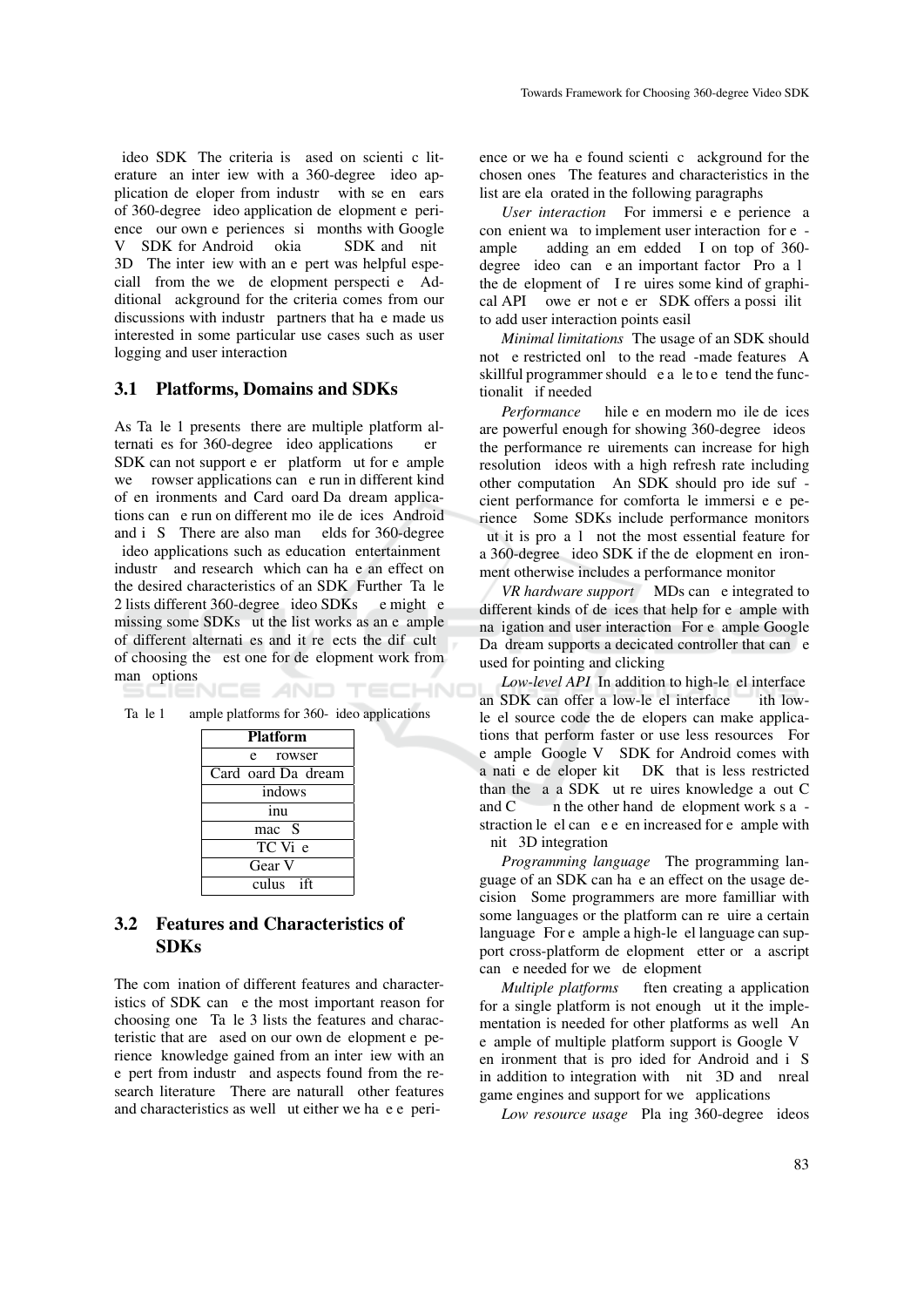video SDK. The criteria is based on scientific literature, an interview with a 360-degree video application developer from industry with seven years of 360-degree video application development experience, our own experiences (six months with Google VR SDK for Android, Nokia OZO SDK and Unity 3D). The interview with an expert was helpful especially from the web development perspective. Additional background for the criteria comes from our discussions with industry partners that have made us interested in some particular use cases such as user logging and user interaction.

## 3.1 Platforms, Domains and SDKs

As Table 1 presents, there are multiple platform alternatives for 360-degree video applications. Every SDK can not support every platform, but for example web browser applications can be run in different kind of environments and Cardboard/Daydream applications can be run on different mobile devices (Android and iOS). There are also many fields for 360-degree video applications, such as education, entertainment, industry and research, which can have an effect on the desired characteristics of an SDK. Further, Table 2 lists different 360-degree video SDKs. We might be missing some SDKs, but the list works as an example of different alternatives and it reflects the difficulty of choosing the best one for development work from many options.

Table 1: Example platforms for 360-video applications.

| Platform |
|---|
| Web browser |
| Cardboard/Daydream |
| Windows |
| Linux |
| macOS |
| HTC Vive |
| Gear VR |
| Oculus Rift |

## 3.2 Features and Characteristics of SDKs

The combination of different features and characteristics of SDK can be the most important reason for choosing one. Table 3 lists the features and characteristic that are based on our own development experience, knowledge gained from an interview with an expert from industry and aspects found from the research literature. There are naturally other features and characteristics as well, but either we have experience or we have found scientific background for the chosen ones. The features and characteristics in the list are elaborated in the following paragraphs.

*User interaction.* For immersive experience a convenient way to implement user interaction, for example by adding an embedded UI on top of 360-degree video, can be an important factor. Probably the development of UI requires some kind of graphical API. However, not every SDK offers a possibility to add user interaction points easily.

*Minimal limitations.* The usage of an SDK should not be restricted only to the ready-made features. A skillful programmer should be able to extend the functionality if needed.

*Performance.* While even modern mobile devices are powerful enough for showing 360-degree videos, the performance requirements can increase for high resolution videos with a high refresh rate including other computation. An SDK should provide sufficient performance for comfortable immersive experience. Some SDKs include performance monitors, but it is probably not the most essential feature for a 360-degree video SDK if the development environment otherwise includes a performance monitor.

*VR hardware support.* HMDs can be integrated to different kinds of devices that help for example with navigation and user interaction. For example Google Daydream supports a decicated controller that can be used for pointing and clicking.

*Low-level API.* In addition to high-level interface, an SDK can offer a low-level interface. With low-level source code the developers can make applications that perform faster or use less resources. For example, Google VR SDK for Android comes with a native developer kit (NDK) that is less restricted than the Java SDK, but requires knowledge about C and C++. On the other hand, development work's abstraction level can be even increased for example with Unity 3D integration.

*Programming language.* The programming language of an SDK can have an effect on the usage decision. Some programmers are more familliar with some languages or the platform can require a certain language. For example a high-level language can support cross-platform development better or JavaScript can be needed for web development.

*Multiple platforms.* Often creating a application for a single platform is not enough, but the implementation is needed for other platforms as well. An example of multiple platform support is Google VR environment that is provided for Android and iOS in addition to integration with Unity 3D and Unreal game engines and support for web applications.

*Low resource usage.* Playing 360-degree videos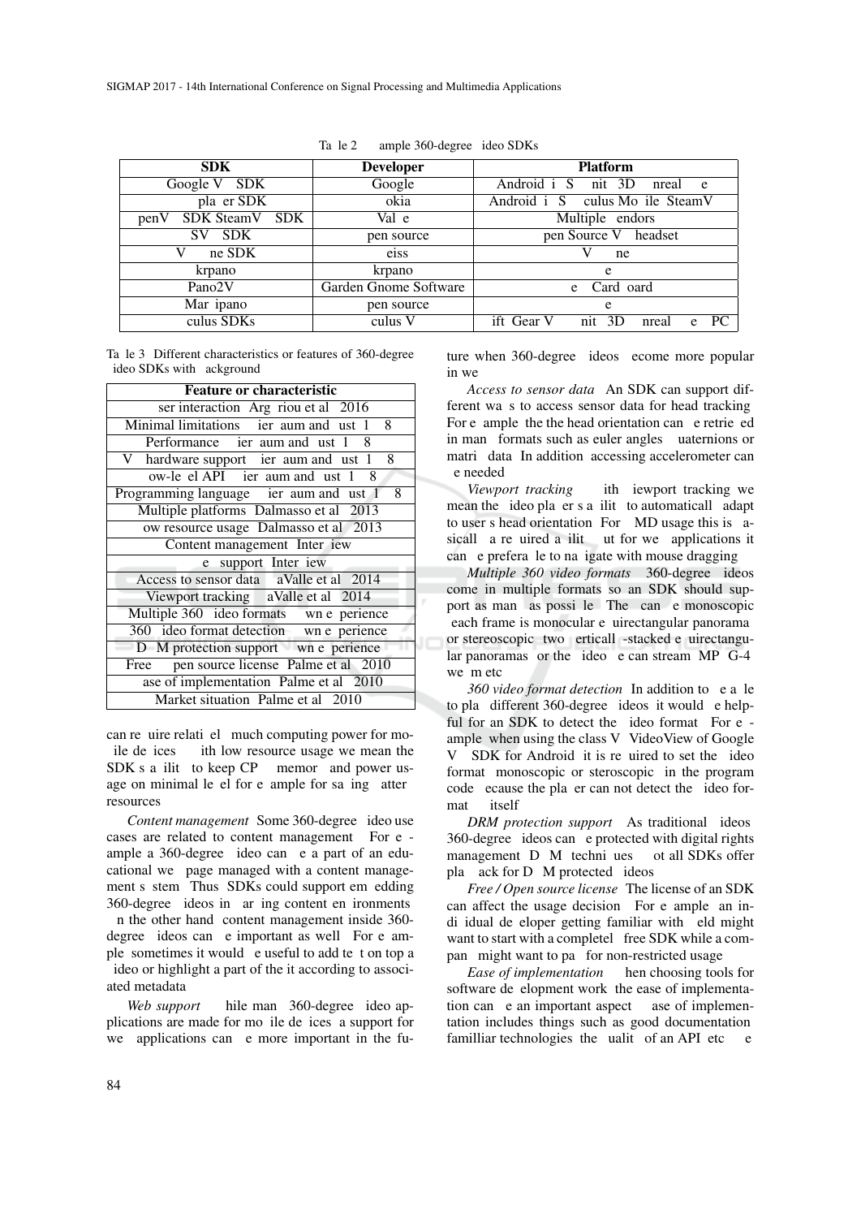Table 2: Example 360-degree video SDKs.

| SDK | Developer | Platform |
|---|---|---|
| Google VR SDK | Google | Android, iOS, Unity 3D, Unreal, Web |
| OZO player SDK | Nokia | Android, iOS, Oculus Mobile, SteamVR |
| OpenVR SDK/SteamVR SDK | Valve | Multiple vendors |
| OSVR SDK | Open source | Open Source VR headset |
| VR ONE SDK | Zeiss | VR ONE |
| krpano | krpano | Web |
| Pano2VR | Garden Gnome Software | Web, Cardboard |
| Marzipano | Open source | Web |
| Oculus SDKs | Oculus VR | Rift, Gear VR, Unity 3D, Unreal, Web, PC |

Table 3: Different characteristics or features of 360-degree video SDKs with background.

| Feature or characteristic |
|---|
| User interaction (Argyriou et al., 2016) |
| Minimal limitations (Bierbaum and Just, 1998) |
| Performance (Bierbaum and Just, 1998) |
| VR hardware support (Bierbaum and Just, 1998) |
| Low-level API (Bierbaum and Just, 1998) |
| Programming language (Bierbaum and Just, 1998) |
| Multiple platforms (Dalmasso et al., 2013) |
| Low resource usage (Dalmasso et al., 2013) |
| Content management (Interview) |
| Web support (Interview) |
| Access to sensor data (LaValle et al., 2014) |
| Viewport tracking (LaValle et al., 2014) |
| Multiple 360 video formats (Own experience) |
| 360 video format detection (Own experience) |
| DRM protection support (Own experience) |
| Free / Open source license (Palmer et al., 2010) |
| Ease of implementation (Palmer et al., 2010) |
| Market situation (Palmer et al., 2010) |

can require relatively much computing power for mobile devices. With low resource usage we mean the SDK's ability to keep CPU, memory and power usage on minimal level, for example for saving battery resources.

*Content management.* Some 360-degree video use cases are related to content management. For example a 360-degree video can be a part of an educational web page managed with a content management system. Thus, SDKs could support embedding 360-degree videos in varying content environments. On the other hand, content management inside 360-degree videos can be important as well. For example, sometimes it would be useful to add text on top a video or highlight a part of the it according to associated metadata.

*Web support.* While many 360-degree video applications are made for mobile devices, a support for web applications can be more important in the future when 360-degree videos become more popular in web.

*Access to sensor data.* An SDK can support different ways to access sensor data for head tracking. For example, the the head orientation can be retrieved in many formats such as euler angles, quaternions or matrix data. In addition, accessing accelerometer can be needed.

*Viewport tracking.* With viewport tracking we mean the video player's ability to automatically adapt to user's head orientation. For HMD usage this is basically a required ability but for web applications it can be preferable to navigate with mouse dragging.

*Multiple 360 video formats.* 360-degree videos come in multiple formats so an SDK should support as many as possible. They can be monoscopic (each frame is monocular equirectangular panorama) or stereoscopic (two vertically-stacked equirectangular panoramas) or the video can be stream, MPEG-4, webm, etc.

*360 video format detection.* In addition to be able to play different 360-degree videos it would be helpful for an SDK to detect the video format. For example, when using the class VrVideoView of Google VR SDK for Android it is required to set the video format (monoscopic or steroscopic) in the program code, because the player can not detect the video format by itself.

*DRM protection support.* As traditional videos, 360-degree videos can be protected with digital rights management (DRM) techniques. Not all SDKs offer playback for DRM protected videos.

*Free / Open source license.* The license of an SDK can affect the usage decision. For example, an individual developer getting familiar with field might want to start with a completely free SDK while a company might want to pay for non-restricted usage.

*Ease of implementation.* When choosing tools for software development work, the ease of implementation can be an important aspect. Ease of implementation includes things such as good documentation, familliar technologies, the quality of an API, etc. We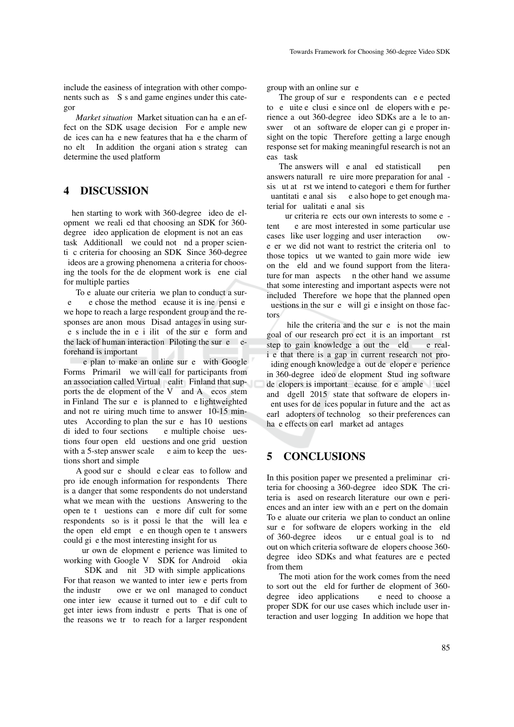include the easiness of integration with other components such as APIs and game engines under this category.

*Market situation.* Market situation can have an effect on the SDK usage decision. For example new devices can have new features that have the charm of novelty. In addition the organization's strategy can determine the used platform.

# 4 DISCUSSION

When starting to work with 360-degree video development, we realized that choosing an SDK for 360-degree video application development is not an easy task. Additionally, we could not find a proper scientific criteria for choosing an SDK. Since 360-degree videos are a growing phenomena, a criteria for choosing the tools for the development work is beneficial for multiple parties.

To evaluate our criteria, we plan to conduct a survey. We chose the method because it is inexpensive, we hope to reach a large respondent group and the responses are anonymous. Disadvantages in using surveys include the inflexibility of the survey form and the lack of human interaction. Piloting the survey beforehand is important.

We plan to make an online survey with Google Forms. Primarily, we will call for participants from an association called Virtual Reality Finland that supports the development of the VR and AR ecosystem in Finland. The survey is planned to be lightweighted and not requiring much time to answer (10-15 minutes). According to plan the survey has 10 questions divided to four sections: five multiple choise questions, four open field questions and one grid question with a 5-step answer scale. We aim to keep the questions short and simple.

A good survey should be clear, easy to follow and provide enough information for respondents. There is a danger that some respondents do not understand what we mean with the questions. Answering to the open text questions can be more difficult for some respondents, so is it possible that they will leave the open field empty, even though open text answers could give the most interesting insight for us.

Our own development experience was limited to working with Google VR SDK for Android, Nokia OZO SDK and Unity 3D with simple applications. For that reason, we wanted to interview experts from the industry. However, we only managed to conduct one interview, because it turned out to be difficult to get interviews from industry experts. That is one of the reasons we try to reach for a larger respondent group with an online survey.

The group of survey respondents can be expected to be quite exclusive since only developers with experience about 360-degree video SDKs are able to answer. Not any software developer can give proper insight on the topic. Therefore, getting a large enough response set for making meaningful research is not an easy task.

The answers will be analyzed statistically. Open answers naturally require more preparation for analysis, but at first we intend to categorize them for further quantitative analysis. We also hope to get enough material for qualitative analysis.

Our criteria reflects our own interests to some extent. We are most interested in some particular use cases, like user logging and user interaction. However, we did not want to restrict the criteria only to those topics, but we wanted to gain more wide view on the field, and we found support from the literature for many aspects. On the other hand, we assume that some interesting and important aspects were not included. Therefore, we hope that the planned open questions in the survey will give insight on those factors.

While the criteria and the survey is not the main goal of our research project, it is an important first step to gain knowledge about the field. We realize that there is a gap in current research not providing enough knowledge about developer experience in 360-degree video development. Studying software developers is important, because, for example, Fucel and Edgell (2015) state that software developers invent uses for devices popular in future and they act as early adopters of technology, so their preferences can have effects on early market advantages.

# 5 CONCLUSIONS

In this position paper we presented a preliminary criteria for choosing a 360-degree video SDK. The criteria is based on research literature, our own experiences and an interview with an expert on the domain. To evaluate our criteria, we plan to conduct an online survey for software developers working in the field of 360-degree videos. Our eventual goal is to find out on which criteria software developers choose 360-degree video SDKs and what features are expected from them.

The motivation for the work comes from the need to sort out the field for further development of 360-degree video applications. We need to choose a proper SDK for our use cases which include user interaction and user logging. In addition we hope that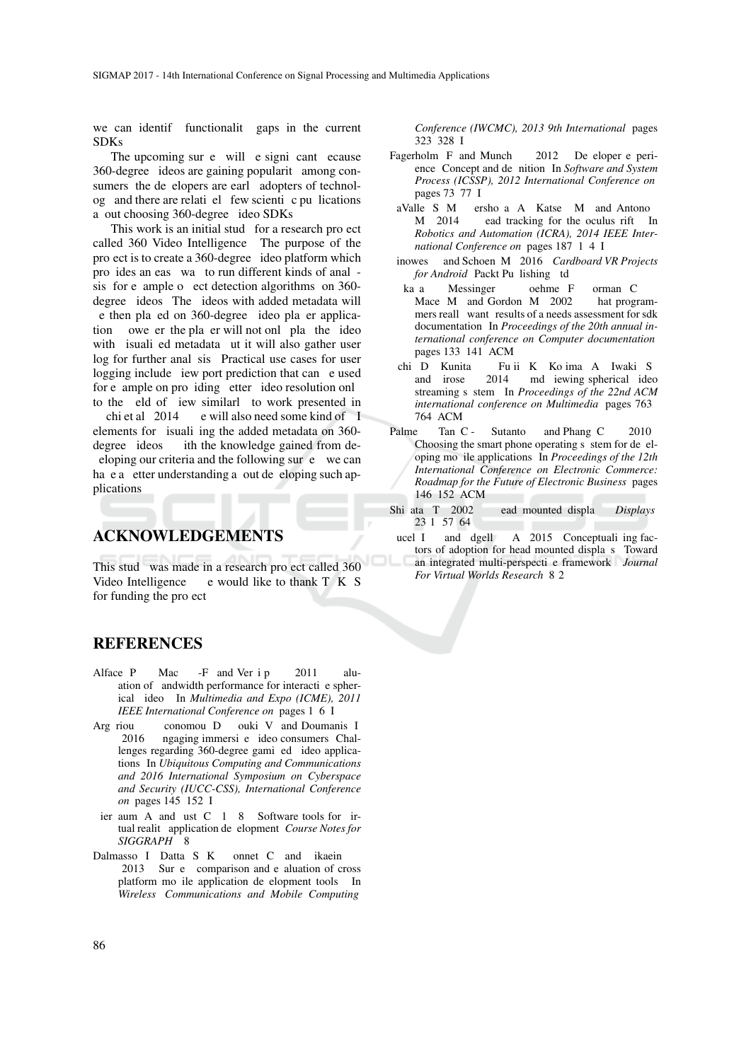we can identif functionalit gaps in the current SDKs

The upcoming sur e will e signi cant ecause 360-degree ideos are gaining popularit among consumers the de elopers are earl adopters of technolog and there are relati el few scienti c pu lications a out choosing 360-degree ideo SDKs

This work is an initial stud for a research pro ect called 360 Video Intelligence The purpose of the pro ect is to create a 360-degree ideo platform which pro ides an eas wa to run different kinds of anal sis for e ample o ect detection algorithms on 360-degree ideos The ideos with added metadata will e then pla ed on 360-degree ideo pla er application owe er the pla er will not onl pla the ideo with isuali ed metadata ut it will also gather user log for further anal sis Practical use cases for user logging include iew port prediction that can e used for e ample on pro iding etter ideo resolution onl to the eld of iew similarl to work presented in chi et al 2014 e will also need some kind of I elements for isuali ing the added metadata on 360-degree ideos ith the knowledge gained from de eloping our criteria and the following sur e we can ha e a etter understanding a out de eloping such applications

## ACKNOWLEDGEMENTS

This stud was made in a research pro ect called 360 Video Intelligence e would like to thank T K S for funding the pro ect

## REFERENCES

Alface P Mac -F and Ver i p 2011 aluation of andwidth performance for interacti e spherical ideo In *Multimedia and Expo (ICME), 2011 IEEE International Conference on* pages 1 6 I

Arg riou conomou D ouki V and Doumanis I 2016 ngaging immersi e ideo consumers Challenges regarding 360-degree gami ed ideo applications In *Ubiquitous Computing and Communications and 2016 International Symposium on Cyberspace and Security (IUCC-CSS), International Conference on* pages 145 152 I

ier aum A and ust C 1 8 Software tools for irtual realit application de elopment *Course Notes for SIGGRAPH* 8

Dalmasso I Datta S K onnet C and ikaein 2013 Sur e comparison and e aluation of cross platform mo ile application de elopment tools In *Wireless Communications and Mobile Computing Conference (IWCMC), 2013 9th International* pages 323 328 I

Fagerholm F and Munch 2012 De eloper e perience Concept and de nition In *Software and System Process (ICSSP), 2012 International Conference on* pages 73 77 I

aValle S M ersho a A Katse M and Antono M 2014 ead tracking for the oculus rift In *Robotics and Automation (ICRA), 2014 IEEE International Conference on* pages 187 1 4 I

inowes and Schoen M 2016 *Cardboard VR Projects for Android* Packt Pu lishing td

ka a Messinger oehme F orman C Mace M and Gordon M 2002 hat programmers reall want results of a needs assessment for sdk documentation In *Proceedings of the 20th annual international conference on Computer documentation* pages 133 141 ACM

chi D Kunita Fu ii K Ko ima A Iwaki S and irose 2014 md iewing spherical ideo streaming s stem In *Proceedings of the 22nd ACM international conference on Multimedia* pages 763 764 ACM

Palme Tan C - Sutanto and Phang C 2010 Choosing the smart phone operating s stem for de eloping mo ile applications In *Proceedings of the 12th International Conference on Electronic Commerce: Roadmap for the Future of Electronic Business* pages 146 152 ACM

Shi ata T 2002 ead mounted displa *Displays* 23 1 57 64

ucel I and dgell A 2015 Conceptuali ing factors of adoption for head mounted displa s Toward an integrated multi-perspecti e framework *Journal For Virtual Worlds Research* 8 2